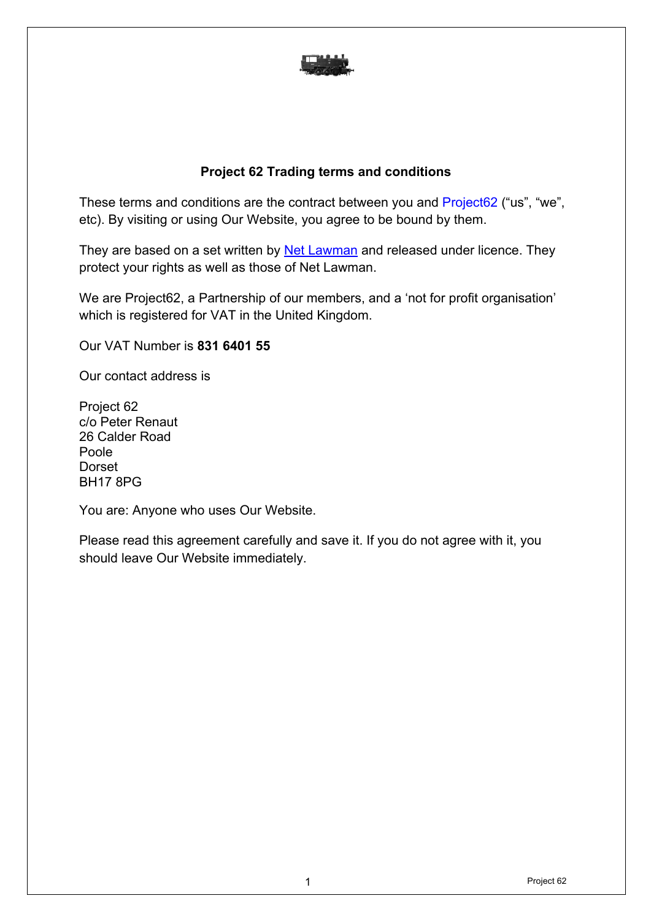# Project 62 Trading terms and conditions

These terms and conditions are the contract between you and Project62 ("us", "we", etc). By visiting or using Our Website, you agree to be bound by them.

They are based on a set written by Net Lawman and released under licence. They protect your rights as well as those of Net Lawman.

We are Project62, a Partnership of our members, and a 'not for profit organisation' which is registered for VAT in the United Kingdom.

Our VAT Number is **831 6401 55**

Our contact address is

Project 62  
c/o Peter Renaut  
26 Calder Road  
Poole  
Dorset  
BH17 8PG

You are: Anyone who uses Our Website.

Please read this agreement carefully and save it. If you do not agree with it, you should leave Our Website immediately.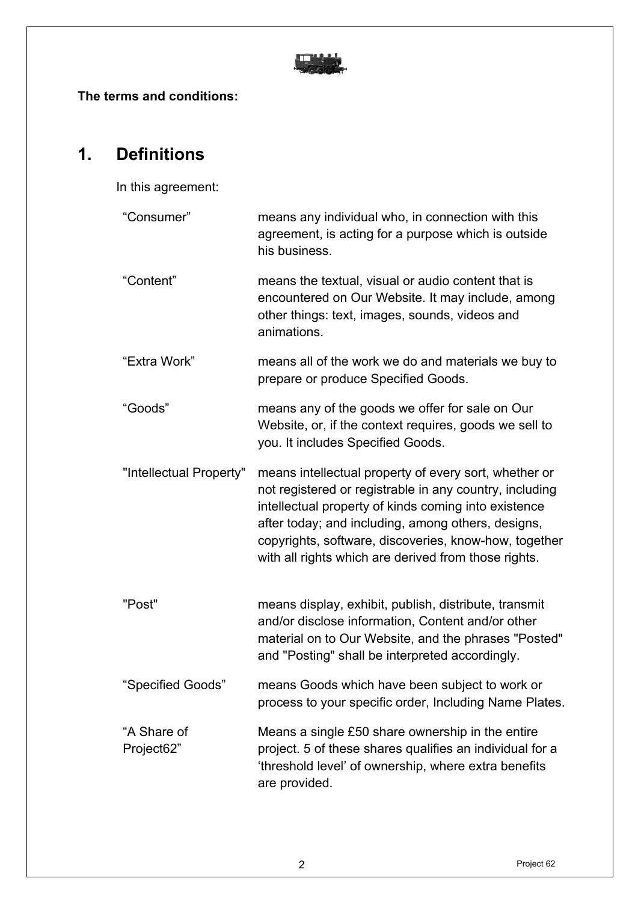**The terms and conditions:**

## 1. Definitions

In this agreement:

| | |
|---|---|
| “Consumer” | means any individual who, in connection with this agreement, is acting for a purpose which is outside his business. |
| “Content” | means the textual, visual or audio content that is encountered on Our Website. It may include, among other things: text, images, sounds, videos and animations. |
| “Extra Work” | means all of the work we do and materials we buy to prepare or produce Specified Goods. |
| “Goods” | means any of the goods we offer for sale on Our Website, or, if the context requires, goods we sell to you. It includes Specified Goods. |
| "Intellectual Property" | means intellectual property of every sort, whether or not registered or registrable in any country, including intellectual property of kinds coming into existence after today; and including, among others, designs, copyrights, software, discoveries, know-how, together with all rights which are derived from those rights. |
| "Post" | means display, exhibit, publish, distribute, transmit and/or disclose information, Content and/or other material on to Our Website, and the phrases "Posted" and "Posting" shall be interpreted accordingly. |
| “Specified Goods” | means Goods which have been subject to work or process to your specific order, Including Name Plates. |
| “A Share of Project62” | Means a single £50 share ownership in the entire project. 5 of these shares qualifies an individual for a ‘threshold level’ of ownership, where extra benefits are provided. |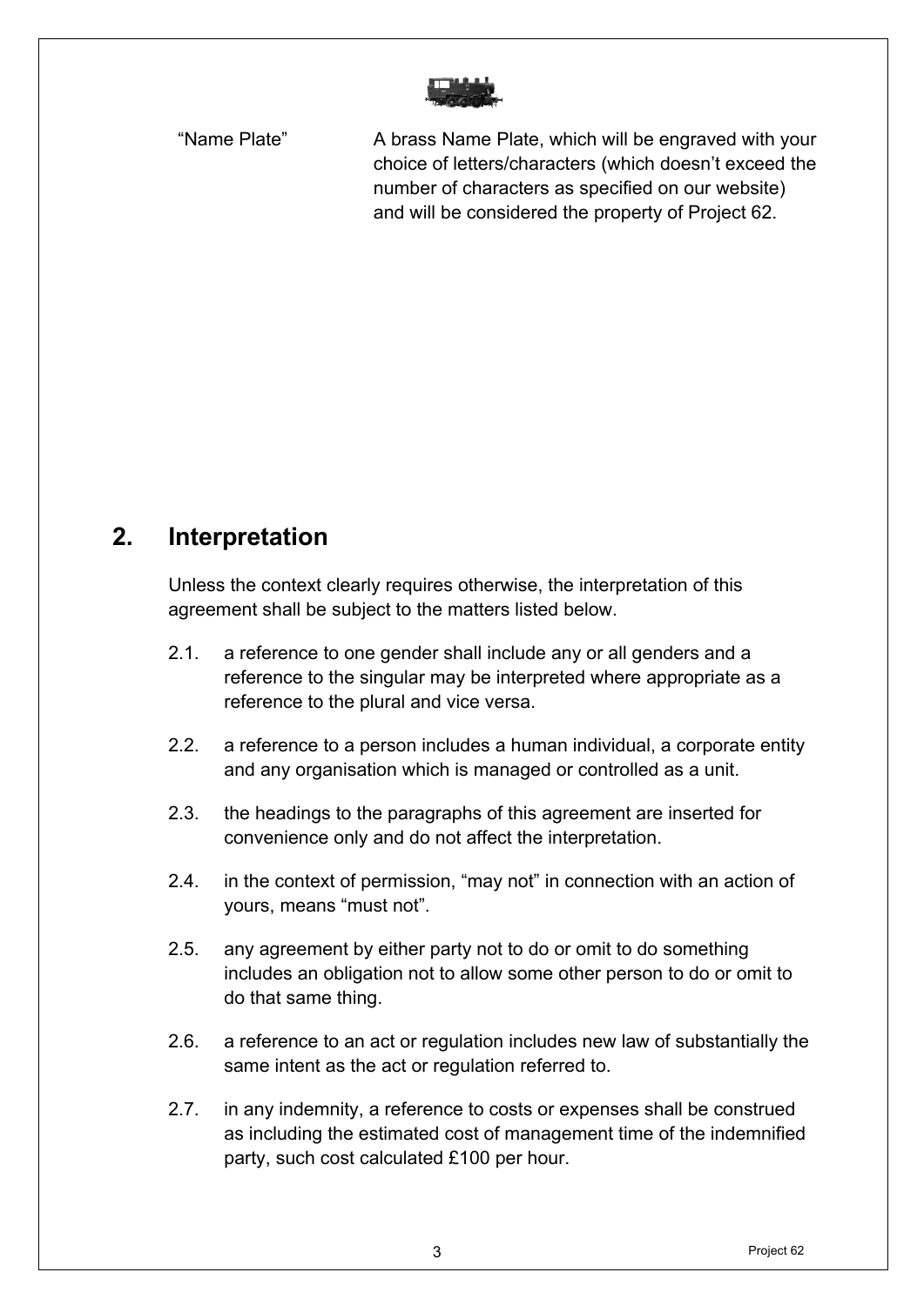"Name Plate" A brass Name Plate, which will be engraved with your choice of letters/characters (which doesn't exceed the number of characters as specified on our website) and will be considered the property of Project 62.

## 2. Interpretation

Unless the context clearly requires otherwise, the interpretation of this agreement shall be subject to the matters listed below.

2.1. a reference to one gender shall include any or all genders and a reference to the singular may be interpreted where appropriate as a reference to the plural and vice versa.

2.2. a reference to a person includes a human individual, a corporate entity and any organisation which is managed or controlled as a unit.

2.3. the headings to the paragraphs of this agreement are inserted for convenience only and do not affect the interpretation.

2.4. in the context of permission, "may not" in connection with an action of yours, means "must not".

2.5. any agreement by either party not to do or omit to do something includes an obligation not to allow some other person to do or omit to do that same thing.

2.6. a reference to an act or regulation includes new law of substantially the same intent as the act or regulation referred to.

2.7. in any indemnity, a reference to costs or expenses shall be construed as including the estimated cost of management time of the indemnified party, such cost calculated £100 per hour.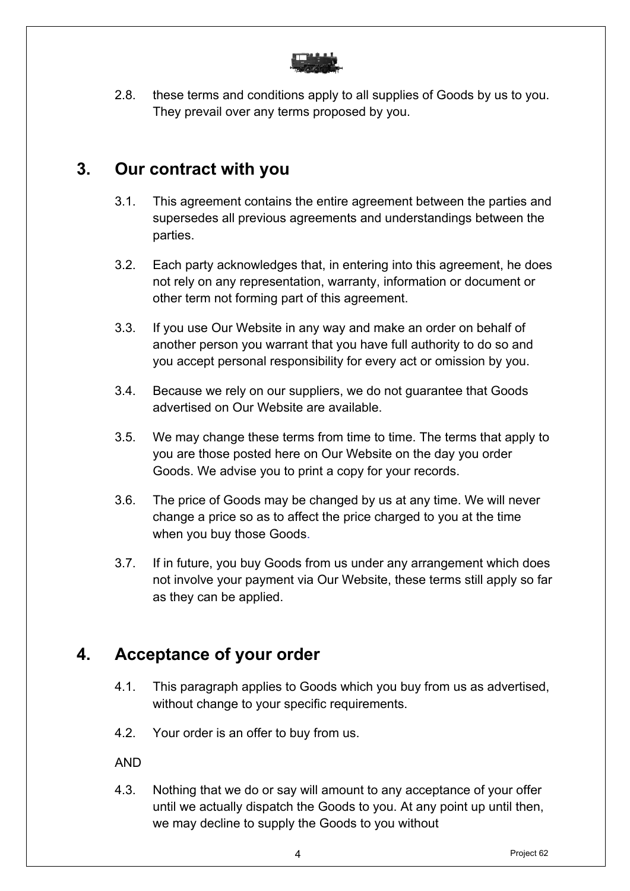2.8. these terms and conditions apply to all supplies of Goods by us to you. They prevail over any terms proposed by you.

## 3. Our contract with you

3.1. This agreement contains the entire agreement between the parties and supersedes all previous agreements and understandings between the parties.

3.2. Each party acknowledges that, in entering into this agreement, he does not rely on any representation, warranty, information or document or other term not forming part of this agreement.

3.3. If you use Our Website in any way and make an order on behalf of another person you warrant that you have full authority to do so and you accept personal responsibility for every act or omission by you.

3.4. Because we rely on our suppliers, we do not guarantee that Goods advertised on Our Website are available.

3.5. We may change these terms from time to time. The terms that apply to you are those posted here on Our Website on the day you order Goods. We advise you to print a copy for your records.

3.6. The price of Goods may be changed by us at any time. We will never change a price so as to affect the price charged to you at the time when you buy those Goods.

3.7. If in future, you buy Goods from us under any arrangement which does not involve your payment via Our Website, these terms still apply so far as they can be applied.

## 4. Acceptance of your order

4.1. This paragraph applies to Goods which you buy from us as advertised, without change to your specific requirements.

4.2. Your order is an offer to buy from us.

AND

4.3. Nothing that we do or say will amount to any acceptance of your offer until we actually dispatch the Goods to you. At any point up until then, we may decline to supply the Goods to you without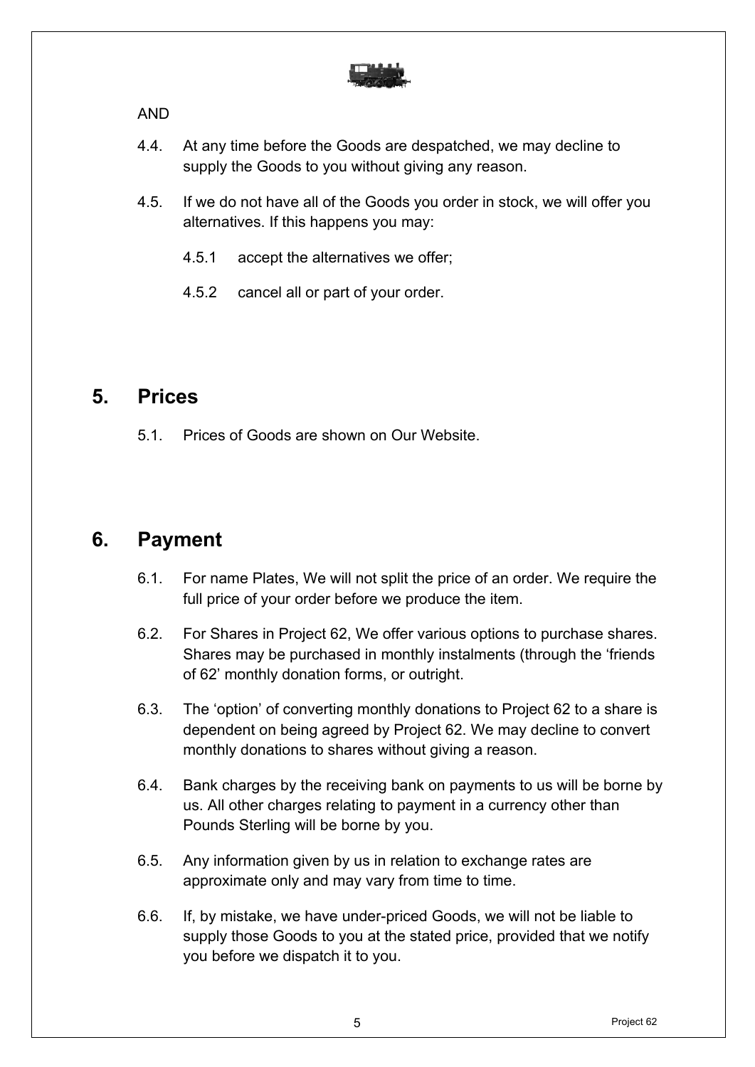AND

4.4. At any time before the Goods are despatched, we may decline to supply the Goods to you without giving any reason.

4.5. If we do not have all of the Goods you order in stock, we will offer you alternatives. If this happens you may:

4.5.1 accept the alternatives we offer;

4.5.2 cancel all or part of your order.

## 5. Prices

5.1. Prices of Goods are shown on Our Website.

## 6. Payment

6.1. For name Plates, We will not split the price of an order. We require the full price of your order before we produce the item.

6.2. For Shares in Project 62, We offer various options to purchase shares. Shares may be purchased in monthly instalments (through the 'friends of 62' monthly donation forms, or outright.

6.3. The 'option' of converting monthly donations to Project 62 to a share is dependent on being agreed by Project 62. We may decline to convert monthly donations to shares without giving a reason.

6.4. Bank charges by the receiving bank on payments to us will be borne by us. All other charges relating to payment in a currency other than Pounds Sterling will be borne by you.

6.5. Any information given by us in relation to exchange rates are approximate only and may vary from time to time.

6.6. If, by mistake, we have under-priced Goods, we will not be liable to supply those Goods to you at the stated price, provided that we notify you before we dispatch it to you.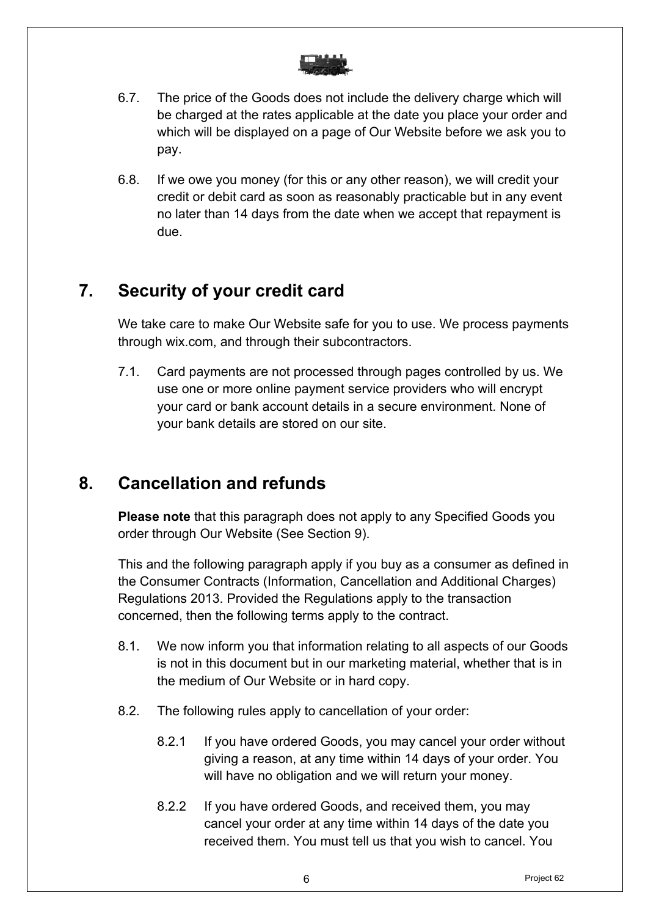6.7. The price of the Goods does not include the delivery charge which will be charged at the rates applicable at the date you place your order and which will be displayed on a page of Our Website before we ask you to pay.

6.8. If we owe you money (for this or any other reason), we will credit your credit or debit card as soon as reasonably practicable but in any event no later than 14 days from the date when we accept that repayment is due.

## 7. Security of your credit card

We take care to make Our Website safe for you to use. We process payments through wix.com, and through their subcontractors.

7.1. Card payments are not processed through pages controlled by us. We use one or more online payment service providers who will encrypt your card or bank account details in a secure environment. None of your bank details are stored on our site.

## 8. Cancellation and refunds

**Please note** that this paragraph does not apply to any Specified Goods you order through Our Website (See Section 9).

This and the following paragraph apply if you buy as a consumer as defined in the Consumer Contracts (Information, Cancellation and Additional Charges) Regulations 2013. Provided the Regulations apply to the transaction concerned, then the following terms apply to the contract.

8.1. We now inform you that information relating to all aspects of our Goods is not in this document but in our marketing material, whether that is in the medium of Our Website or in hard copy.

8.2. The following rules apply to cancellation of your order:

8.2.1 If you have ordered Goods, you may cancel your order without giving a reason, at any time within 14 days of your order. You will have no obligation and we will return your money.

8.2.2 If you have ordered Goods, and received them, you may cancel your order at any time within 14 days of the date you received them. You must tell us that you wish to cancel. You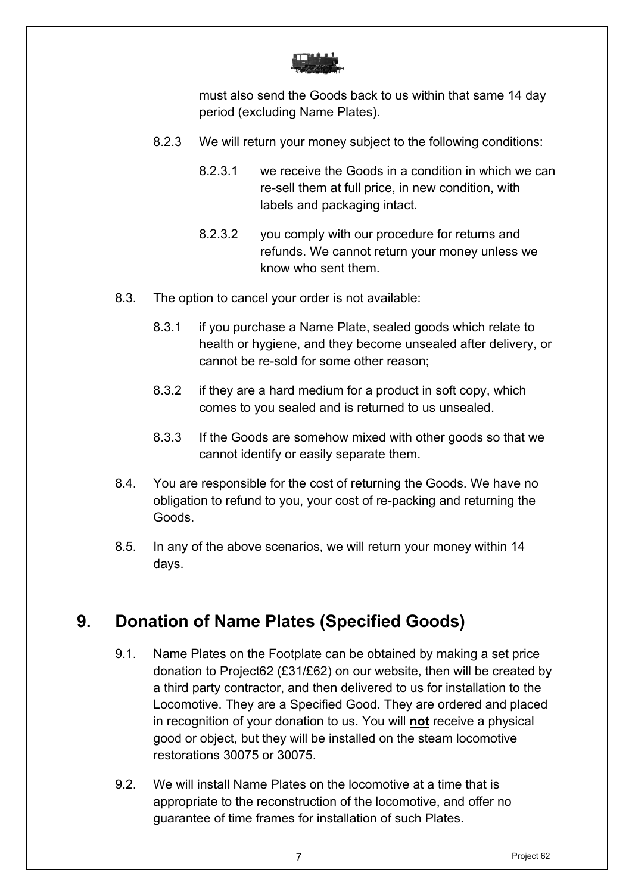must also send the Goods back to us within that same 14 day period (excluding Name Plates).

8.2.3 We will return your money subject to the following conditions:

8.2.3.1 we receive the Goods in a condition in which we can re-sell them at full price, in new condition, with labels and packaging intact.

8.2.3.2 you comply with our procedure for returns and refunds. We cannot return your money unless we know who sent them.

8.3. The option to cancel your order is not available:

8.3.1 if you purchase a Name Plate, sealed goods which relate to health or hygiene, and they become unsealed after delivery, or cannot be re-sold for some other reason;

8.3.2 if they are a hard medium for a product in soft copy, which comes to you sealed and is returned to us unsealed.

8.3.3 If the Goods are somehow mixed with other goods so that we cannot identify or easily separate them.

8.4. You are responsible for the cost of returning the Goods. We have no obligation to refund to you, your cost of re-packing and returning the Goods.

8.5. In any of the above scenarios, we will return your money within 14 days.

## 9. Donation of Name Plates (Specified Goods)

9.1. Name Plates on the Footplate can be obtained by making a set price donation to Project62 (£31/£62) on our website, then will be created by a third party contractor, and then delivered to us for installation to the Locomotive. They are a Specified Good. They are ordered and placed in recognition of your donation to us. You will **not** receive a physical good or object, but they will be installed on the steam locomotive restorations 30075 or 30075.

9.2. We will install Name Plates on the locomotive at a time that is appropriate to the reconstruction of the locomotive, and offer no guarantee of time frames for installation of such Plates.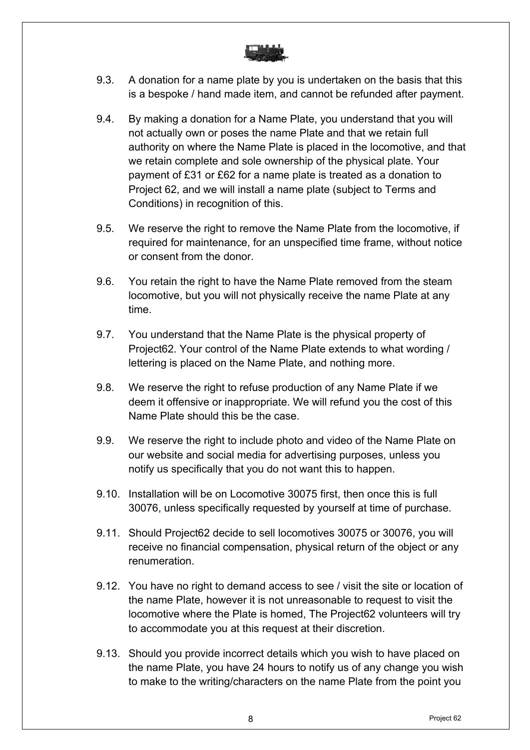9.3. A donation for a name plate by you is undertaken on the basis that this is a bespoke / hand made item, and cannot be refunded after payment.

9.4. By making a donation for a Name Plate, you understand that you will not actually own or poses the name Plate and that we retain full authority on where the Name Plate is placed in the locomotive, and that we retain complete and sole ownership of the physical plate. Your payment of £31 or £62 for a name plate is treated as a donation to Project 62, and we will install a name plate (subject to Terms and Conditions) in recognition of this.

9.5. We reserve the right to remove the Name Plate from the locomotive, if required for maintenance, for an unspecified time frame, without notice or consent from the donor.

9.6. You retain the right to have the Name Plate removed from the steam locomotive, but you will not physically receive the name Plate at any time.

9.7. You understand that the Name Plate is the physical property of Project62. Your control of the Name Plate extends to what wording / lettering is placed on the Name Plate, and nothing more.

9.8. We reserve the right to refuse production of any Name Plate if we deem it offensive or inappropriate. We will refund you the cost of this Name Plate should this be the case.

9.9. We reserve the right to include photo and video of the Name Plate on our website and social media for advertising purposes, unless you notify us specifically that you do not want this to happen.

9.10. Installation will be on Locomotive 30075 first, then once this is full 30076, unless specifically requested by yourself at time of purchase.

9.11. Should Project62 decide to sell locomotives 30075 or 30076, you will receive no financial compensation, physical return of the object or any renumeration.

9.12. You have no right to demand access to see / visit the site or location of the name Plate, however it is not unreasonable to request to visit the locomotive where the Plate is homed, The Project62 volunteers will try to accommodate you at this request at their discretion.

9.13. Should you provide incorrect details which you wish to have placed on the name Plate, you have 24 hours to notify us of any change you wish to make to the writing/characters on the name Plate from the point you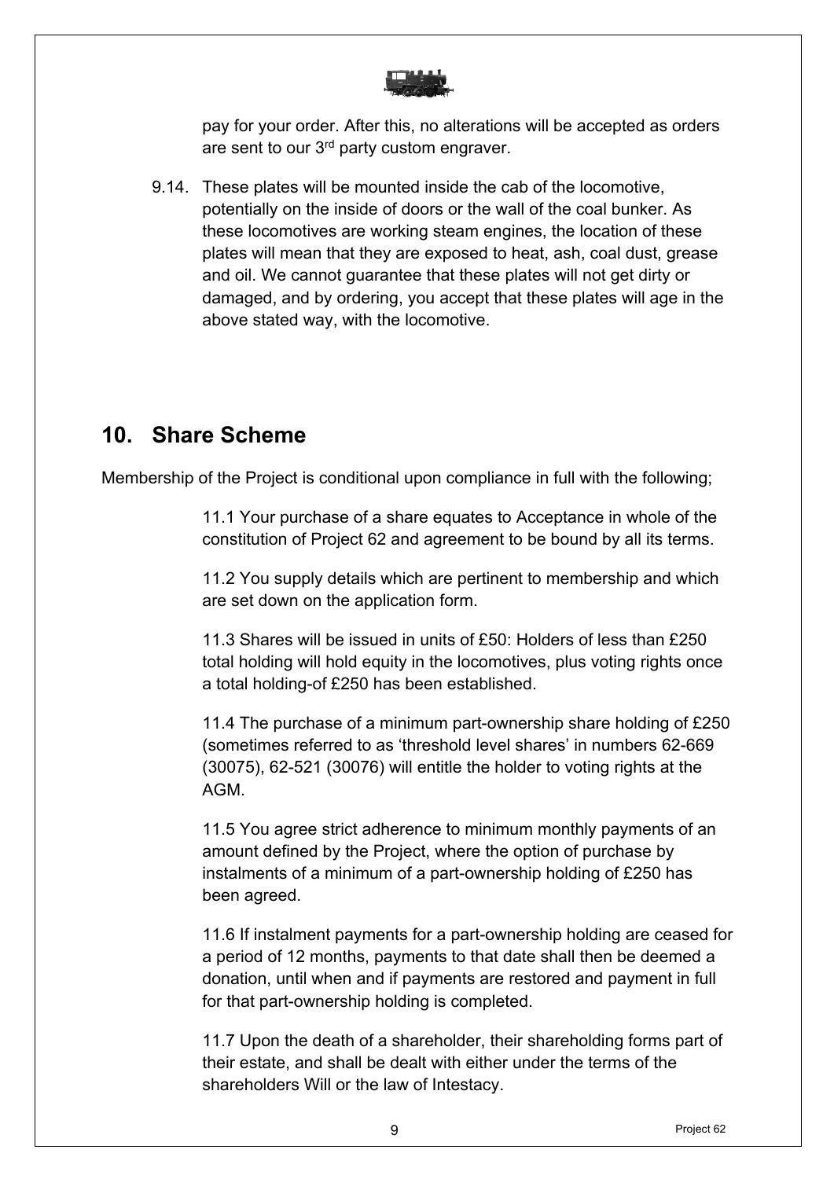pay for your order. After this, no alterations will be accepted as orders are sent to our 3rd party custom engraver.

9.14. These plates will be mounted inside the cab of the locomotive, potentially on the inside of doors or the wall of the coal bunker. As these locomotives are working steam engines, the location of these plates will mean that they are exposed to heat, ash, coal dust, grease and oil. We cannot guarantee that these plates will not get dirty or damaged, and by ordering, you accept that these plates will age in the above stated way, with the locomotive.

## 10. Share Scheme

Membership of the Project is conditional upon compliance in full with the following;

11.1 Your purchase of a share equates to Acceptance in whole of the constitution of Project 62 and agreement to be bound by all its terms.

11.2 You supply details which are pertinent to membership and which are set down on the application form.

11.3 Shares will be issued in units of £50: Holders of less than £250 total holding will hold equity in the locomotives, plus voting rights once a total holding-of £250 has been established.

11.4 The purchase of a minimum part-ownership share holding of £250 (sometimes referred to as 'threshold level shares' in numbers 62-669 (30075), 62-521 (30076) will entitle the holder to voting rights at the AGM.

11.5 You agree strict adherence to minimum monthly payments of an amount defined by the Project, where the option of purchase by instalments of a minimum of a part-ownership holding of £250 has been agreed.

11.6 If instalment payments for a part-ownership holding are ceased for a period of 12 months, payments to that date shall then be deemed a donation, until when and if payments are restored and payment in full for that part-ownership holding is completed.

11.7 Upon the death of a shareholder, their shareholding forms part of their estate, and shall be dealt with either under the terms of the shareholders Will or the law of Intestacy.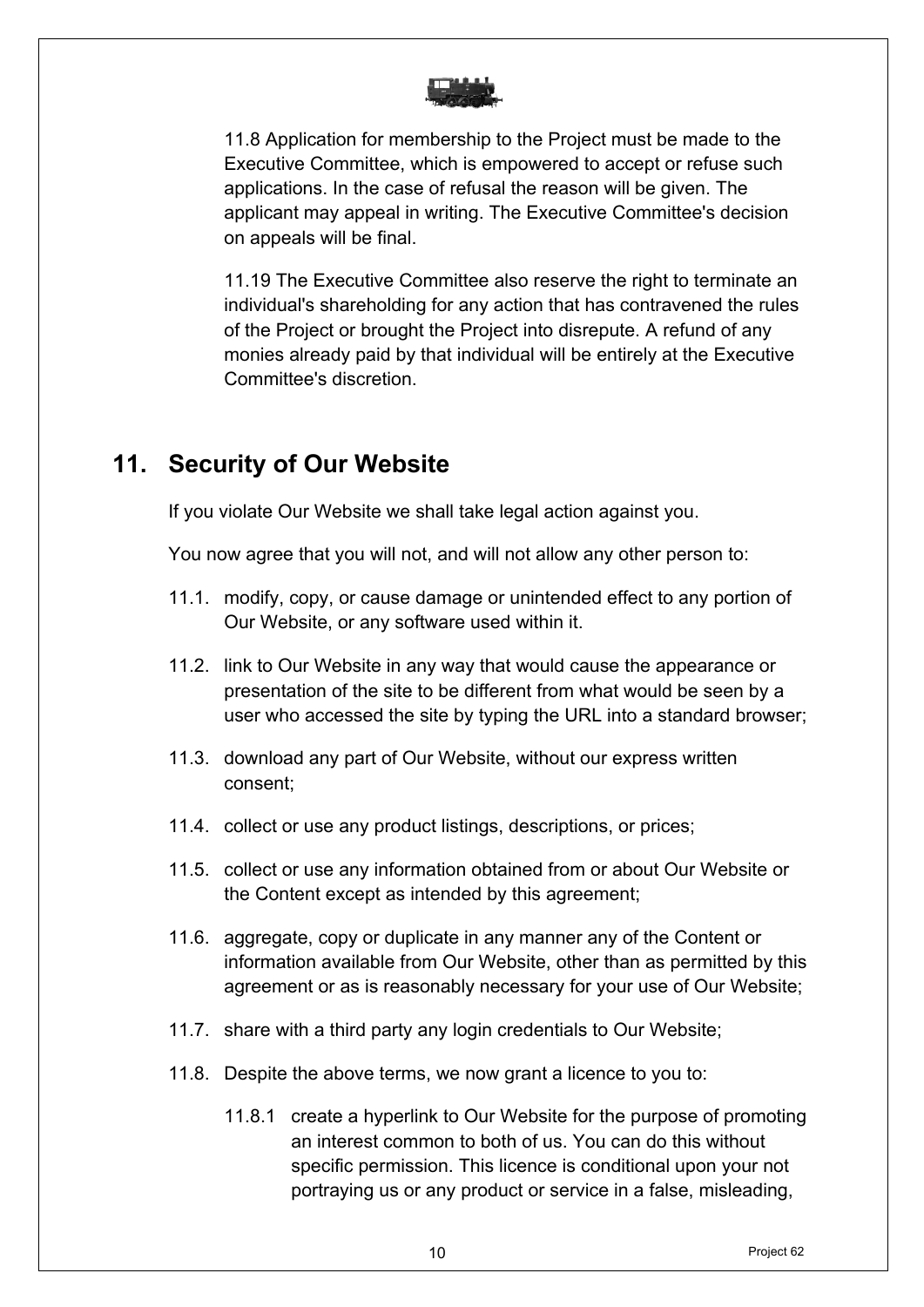11.8 Application for membership to the Project must be made to the Executive Committee, which is empowered to accept or refuse such applications. In the case of refusal the reason will be given. The applicant may appeal in writing. The Executive Committee's decision on appeals will be final.

11.19 The Executive Committee also reserve the right to terminate an individual's shareholding for any action that has contravened the rules of the Project or brought the Project into disrepute. A refund of any monies already paid by that individual will be entirely at the Executive Committee's discretion.

## 11. Security of Our Website

If you violate Our Website we shall take legal action against you.

You now agree that you will not, and will not allow any other person to:

11.1. modify, copy, or cause damage or unintended effect to any portion of Our Website, or any software used within it.

11.2. link to Our Website in any way that would cause the appearance or presentation of the site to be different from what would be seen by a user who accessed the site by typing the URL into a standard browser;

11.3. download any part of Our Website, without our express written consent;

11.4. collect or use any product listings, descriptions, or prices;

11.5. collect or use any information obtained from or about Our Website or the Content except as intended by this agreement;

11.6. aggregate, copy or duplicate in any manner any of the Content or information available from Our Website, other than as permitted by this agreement or as is reasonably necessary for your use of Our Website;

11.7. share with a third party any login credentials to Our Website;

11.8. Despite the above terms, we now grant a licence to you to:

11.8.1 create a hyperlink to Our Website for the purpose of promoting an interest common to both of us. You can do this without specific permission. This licence is conditional upon your not portraying us or any product or service in a false, misleading,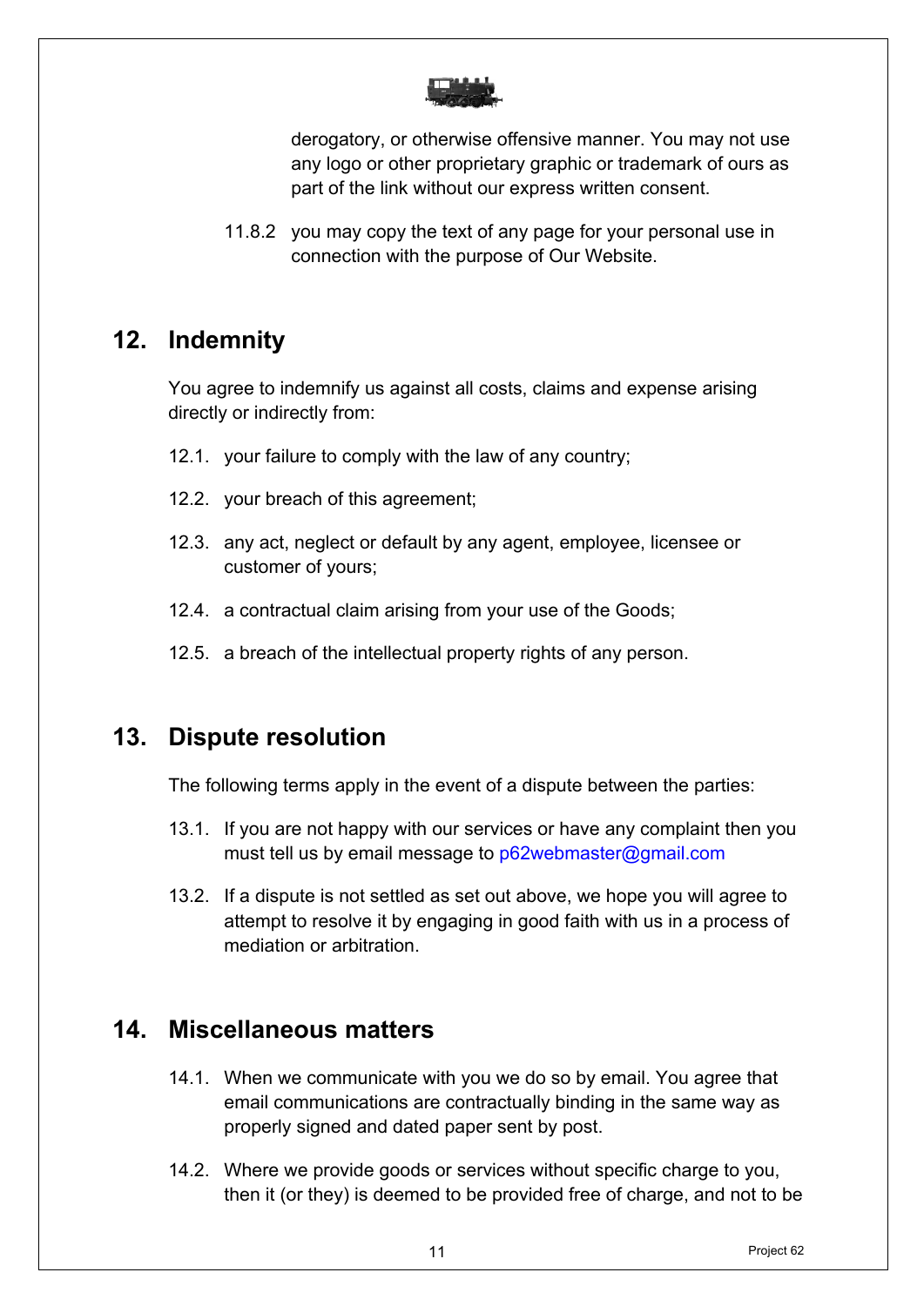derogatory, or otherwise offensive manner. You may not use any logo or other proprietary graphic or trademark of ours as part of the link without our express written consent.

11.8.2 you may copy the text of any page for your personal use in connection with the purpose of Our Website.

## 12. Indemnity

You agree to indemnify us against all costs, claims and expense arising directly or indirectly from:

12.1. your failure to comply with the law of any country;

12.2. your breach of this agreement;

12.3. any act, neglect or default by any agent, employee, licensee or customer of yours;

12.4. a contractual claim arising from your use of the Goods;

12.5. a breach of the intellectual property rights of any person.

## 13. Dispute resolution

The following terms apply in the event of a dispute between the parties:

13.1. If you are not happy with our services or have any complaint then you must tell us by email message to p62webmaster@gmail.com

13.2. If a dispute is not settled as set out above, we hope you will agree to attempt to resolve it by engaging in good faith with us in a process of mediation or arbitration.

## 14. Miscellaneous matters

14.1. When we communicate with you we do so by email. You agree that email communications are contractually binding in the same way as properly signed and dated paper sent by post.

14.2. Where we provide goods or services without specific charge to you, then it (or they) is deemed to be provided free of charge, and not to be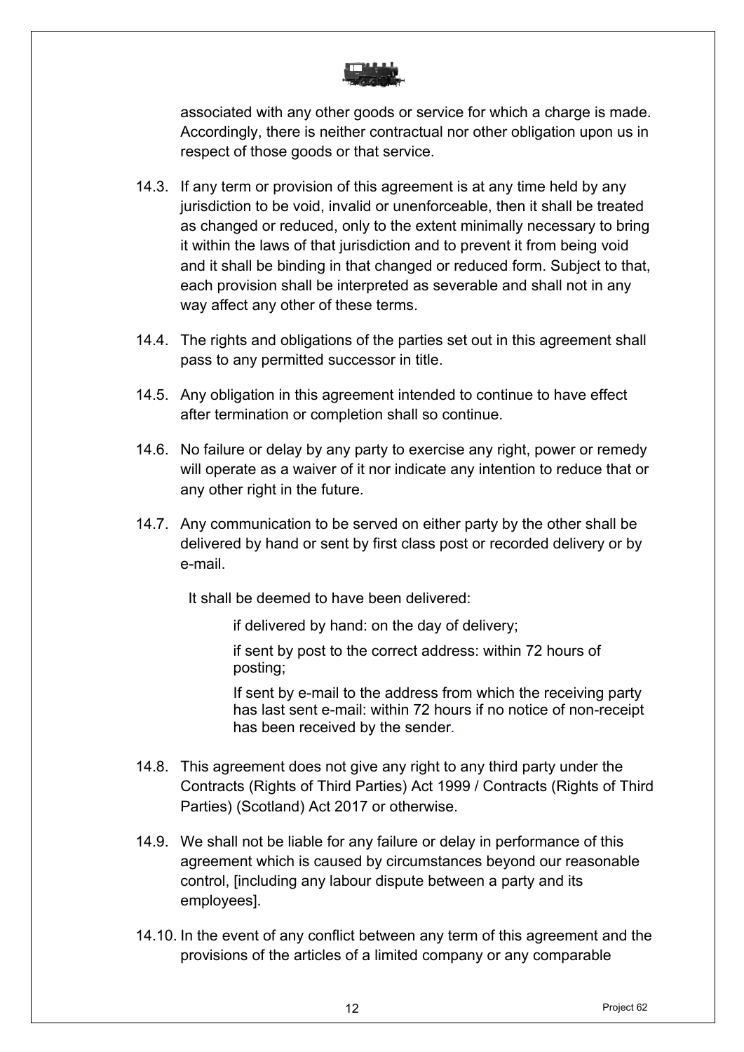associated with any other goods or service for which a charge is made. Accordingly, there is neither contractual nor other obligation upon us in respect of those goods or that service.

14.3. If any term or provision of this agreement is at any time held by any jurisdiction to be void, invalid or unenforceable, then it shall be treated as changed or reduced, only to the extent minimally necessary to bring it within the laws of that jurisdiction and to prevent it from being void and it shall be binding in that changed or reduced form. Subject to that, each provision shall be interpreted as severable and shall not in any way affect any other of these terms.

14.4. The rights and obligations of the parties set out in this agreement shall pass to any permitted successor in title.

14.5. Any obligation in this agreement intended to continue to have effect after termination or completion shall so continue.

14.6. No failure or delay by any party to exercise any right, power or remedy will operate as a waiver of it nor indicate any intention to reduce that or any other right in the future.

14.7. Any communication to be served on either party by the other shall be delivered by hand or sent by first class post or recorded delivery or by e-mail.

It shall be deemed to have been delivered:

if delivered by hand: on the day of delivery;

if sent by post to the correct address: within 72 hours of posting;

If sent by e-mail to the address from which the receiving party has last sent e-mail: within 72 hours if no notice of non-receipt has been received by the sender.

14.8. This agreement does not give any right to any third party under the Contracts (Rights of Third Parties) Act 1999 / Contracts (Rights of Third Parties) (Scotland) Act 2017 or otherwise.

14.9. We shall not be liable for any failure or delay in performance of this agreement which is caused by circumstances beyond our reasonable control, [including any labour dispute between a party and its employees].

14.10. In the event of any conflict between any term of this agreement and the provisions of the articles of a limited company or any comparable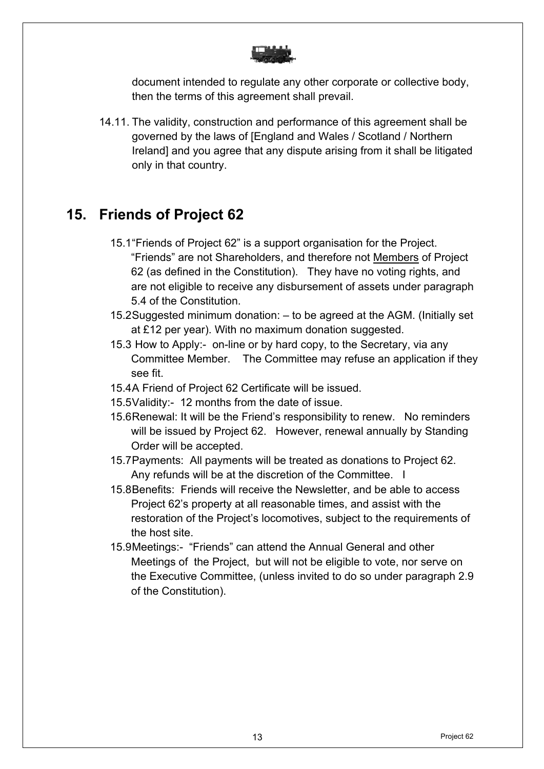document intended to regulate any other corporate or collective body, then the terms of this agreement shall prevail.

14.11. The validity, construction and performance of this agreement shall be governed by the laws of [England and Wales / Scotland / Northern Ireland] and you agree that any dispute arising from it shall be litigated only in that country.

## 15. Friends of Project 62

15.1 "Friends of Project 62" is a support organisation for the Project. "Friends" are not Shareholders, and therefore not Members of Project 62 (as defined in the Constitution). They have no voting rights, and are not eligible to receive any disbursement of assets under paragraph 5.4 of the Constitution.

15.2 Suggested minimum donation: – to be agreed at the AGM. (Initially set at £12 per year). With no maximum donation suggested.

15.3 How to Apply:- on-line or by hard copy, to the Secretary, via any Committee Member. The Committee may refuse an application if they see fit.

15.4 A Friend of Project 62 Certificate will be issued.

15.5 Validity:- 12 months from the date of issue.

15.6 Renewal: It will be the Friend's responsibility to renew. No reminders will be issued by Project 62. However, renewal annually by Standing Order will be accepted.

15.7 Payments: All payments will be treated as donations to Project 62. Any refunds will be at the discretion of the Committee. I

15.8 Benefits: Friends will receive the Newsletter, and be able to access Project 62's property at all reasonable times, and assist with the restoration of the Project's locomotives, subject to the requirements of the host site.

15.9 Meetings:- "Friends" can attend the Annual General and other Meetings of the Project, but will not be eligible to vote, nor serve on the Executive Committee, (unless invited to do so under paragraph 2.9 of the Constitution).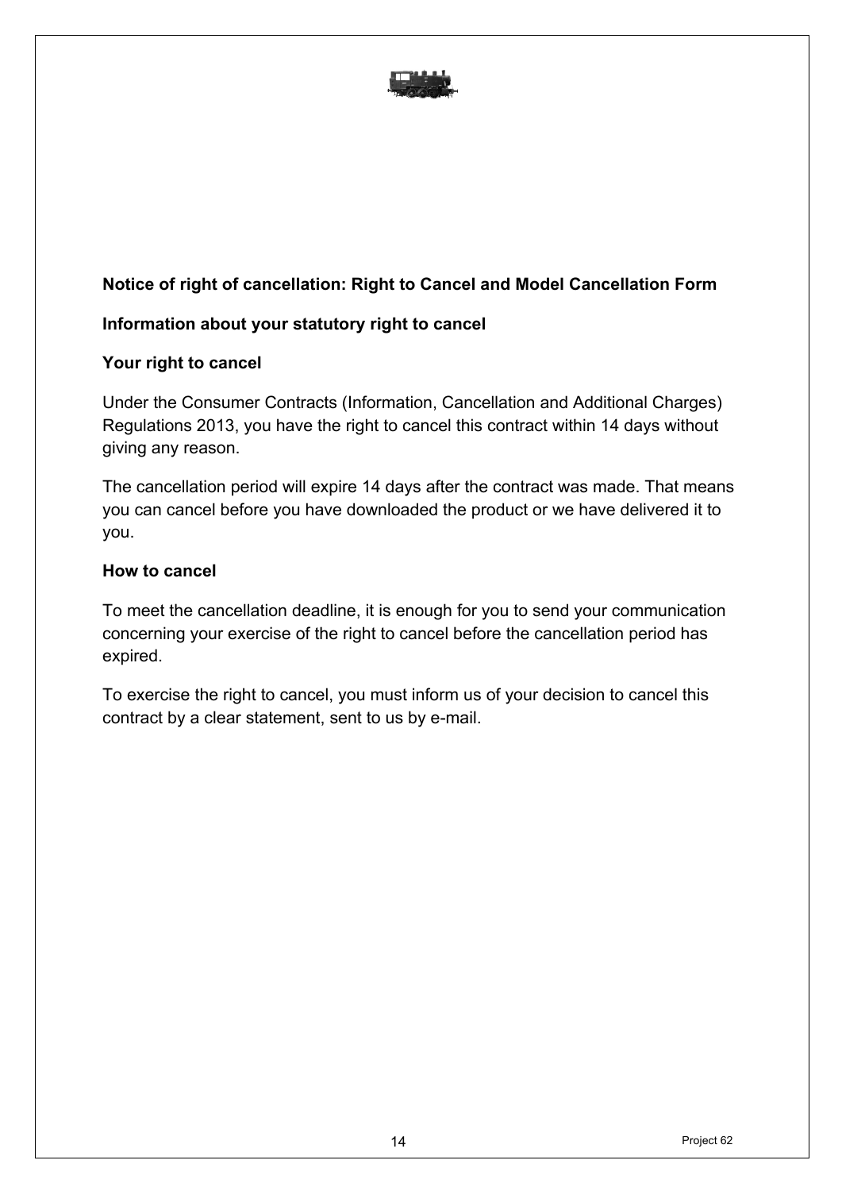**Notice of right of cancellation: Right to Cancel and Model Cancellation Form**

**Information about your statutory right to cancel**

**Your right to cancel**

Under the Consumer Contracts (Information, Cancellation and Additional Charges) Regulations 2013, you have the right to cancel this contract within 14 days without giving any reason.

The cancellation period will expire 14 days after the contract was made. That means you can cancel before you have downloaded the product or we have delivered it to you.

**How to cancel**

To meet the cancellation deadline, it is enough for you to send your communication concerning your exercise of the right to cancel before the cancellation period has expired.

To exercise the right to cancel, you must inform us of your decision to cancel this contract by a clear statement, sent to us by e-mail.